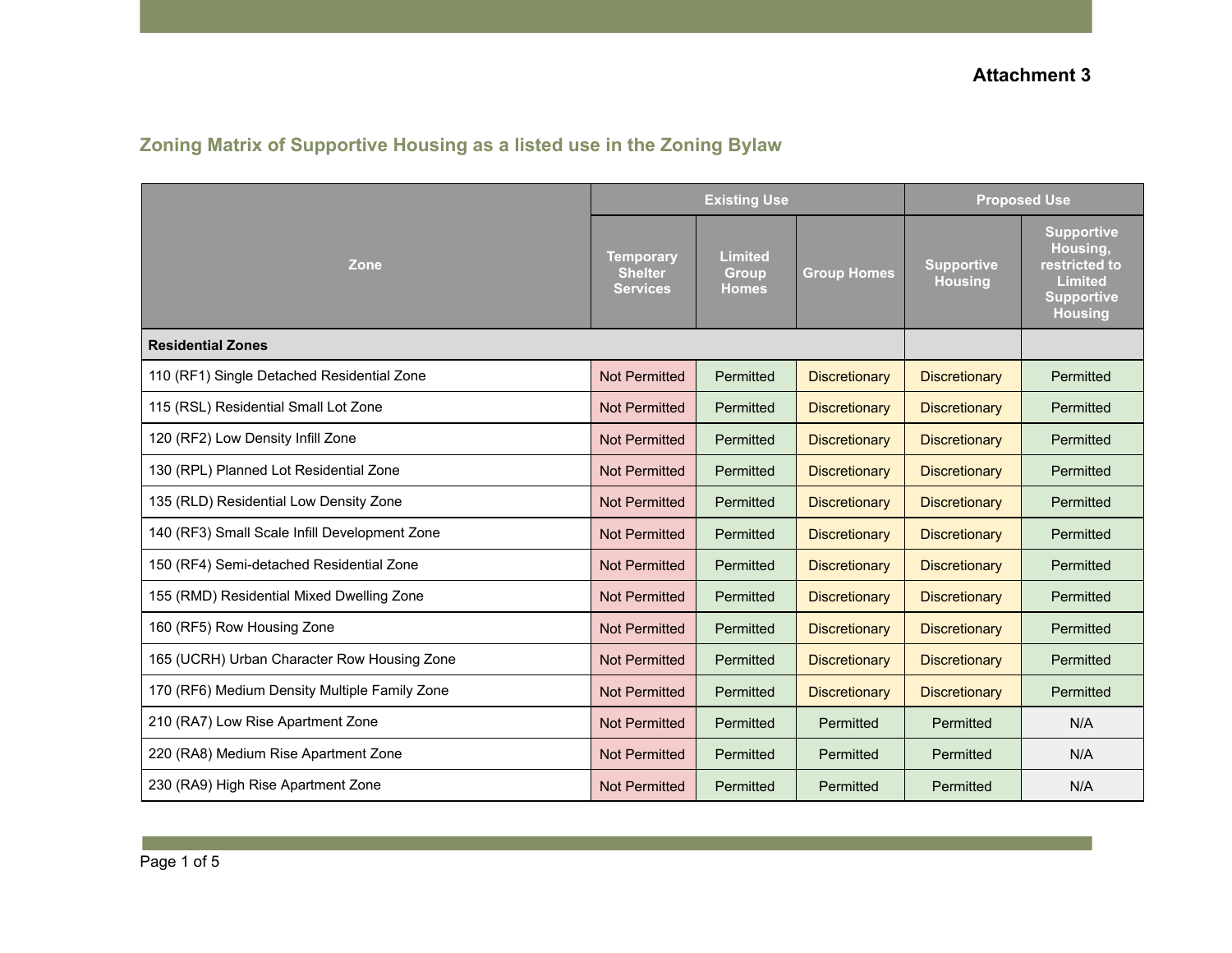**Attachment 3**

## Zoning Matrix of Supportive Housing as a listed use in the Zoning Bylaw

| Zone | Existing Use | | | Proposed Use | |
|---|---|---|---|---|---|
| | Temporary Shelter Services | Limited Group Homes | Group Homes | Supportive Housing | Supportive Housing, restricted to Limited Supportive Housing |
| **Residential Zones** | | | | | |
| 110 (RF1) Single Detached Residential Zone | Not Permitted | Permitted | Discretionary | Discretionary | Permitted |
| 115 (RSL) Residential Small Lot Zone | Not Permitted | Permitted | Discretionary | Discretionary | Permitted |
| 120 (RF2) Low Density Infill Zone | Not Permitted | Permitted | Discretionary | Discretionary | Permitted |
| 130 (RPL) Planned Lot Residential Zone | Not Permitted | Permitted | Discretionary | Discretionary | Permitted |
| 135 (RLD) Residential Low Density Zone | Not Permitted | Permitted | Discretionary | Discretionary | Permitted |
| 140 (RF3) Small Scale Infill Development Zone | Not Permitted | Permitted | Discretionary | Discretionary | Permitted |
| 150 (RF4) Semi-detached Residential Zone | Not Permitted | Permitted | Discretionary | Discretionary | Permitted |
| 155 (RMD) Residential Mixed Dwelling Zone | Not Permitted | Permitted | Discretionary | Discretionary | Permitted |
| 160 (RF5) Row Housing Zone | Not Permitted | Permitted | Discretionary | Discretionary | Permitted |
| 165 (UCRH) Urban Character Row Housing Zone | Not Permitted | Permitted | Discretionary | Discretionary | Permitted |
| 170 (RF6) Medium Density Multiple Family Zone | Not Permitted | Permitted | Discretionary | Discretionary | Permitted |
| 210 (RA7) Low Rise Apartment Zone | Not Permitted | Permitted | Permitted | Permitted | N/A |
| 220 (RA8) Medium Rise Apartment Zone | Not Permitted | Permitted | Permitted | Permitted | N/A |
| 230 (RA9) High Rise Apartment Zone | Not Permitted | Permitted | Permitted | Permitted | N/A |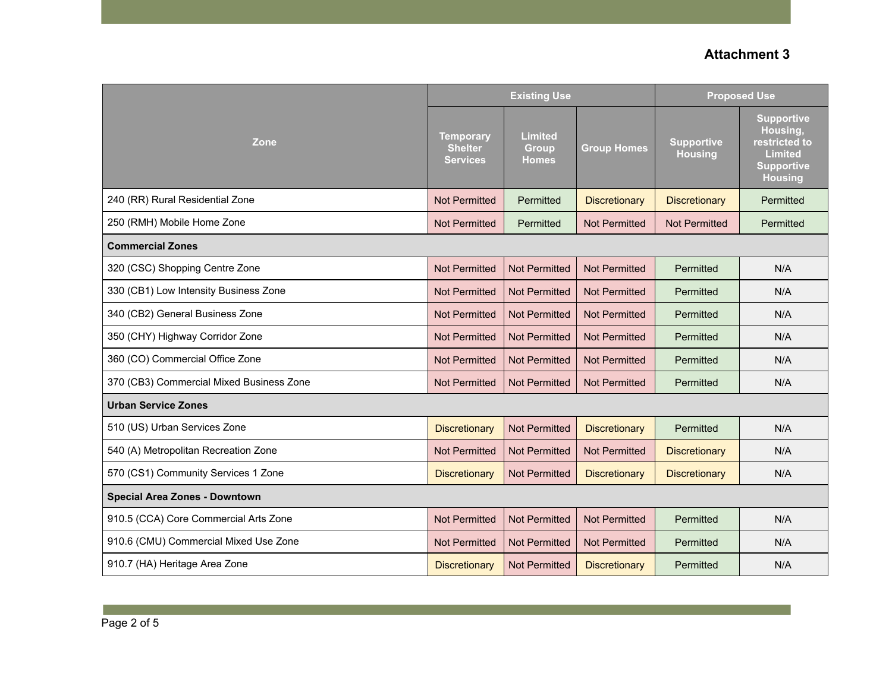**Attachment 3**

| Zone | Existing Use | | | Proposed Use | |
|---|---|---|---|---|---|
| | Temporary Shelter Services | Limited Group Homes | Group Homes | Supportive Housing | Supportive Housing, restricted to Limited Supportive Housing |
| 240 (RR) Rural Residential Zone | Not Permitted | Permitted | Discretionary | Discretionary | Permitted |
| 250 (RMH) Mobile Home Zone | Not Permitted | Permitted | Not Permitted | Not Permitted | Permitted |
| **Commercial Zones** | | | | | |
| 320 (CSC) Shopping Centre Zone | Not Permitted | Not Permitted | Not Permitted | Permitted | N/A |
| 330 (CB1) Low Intensity Business Zone | Not Permitted | Not Permitted | Not Permitted | Permitted | N/A |
| 340 (CB2) General Business Zone | Not Permitted | Not Permitted | Not Permitted | Permitted | N/A |
| 350 (CHY) Highway Corridor Zone | Not Permitted | Not Permitted | Not Permitted | Permitted | N/A |
| 360 (CO) Commercial Office Zone | Not Permitted | Not Permitted | Not Permitted | Permitted | N/A |
| 370 (CB3) Commercial Mixed Business Zone | Not Permitted | Not Permitted | Not Permitted | Permitted | N/A |
| **Urban Service Zones** | | | | | |
| 510 (US) Urban Services Zone | Discretionary | Not Permitted | Discretionary | Permitted | N/A |
| 540 (A) Metropolitan Recreation Zone | Not Permitted | Not Permitted | Not Permitted | Discretionary | N/A |
| 570 (CS1) Community Services 1 Zone | Discretionary | Not Permitted | Discretionary | Discretionary | N/A |
| **Special Area Zones - Downtown** | | | | | |
| 910.5 (CCA) Core Commercial Arts Zone | Not Permitted | Not Permitted | Not Permitted | Permitted | N/A |
| 910.6 (CMU) Commercial Mixed Use Zone | Not Permitted | Not Permitted | Not Permitted | Permitted | N/A |
| 910.7 (HA) Heritage Area Zone | Discretionary | Not Permitted | Discretionary | Permitted | N/A |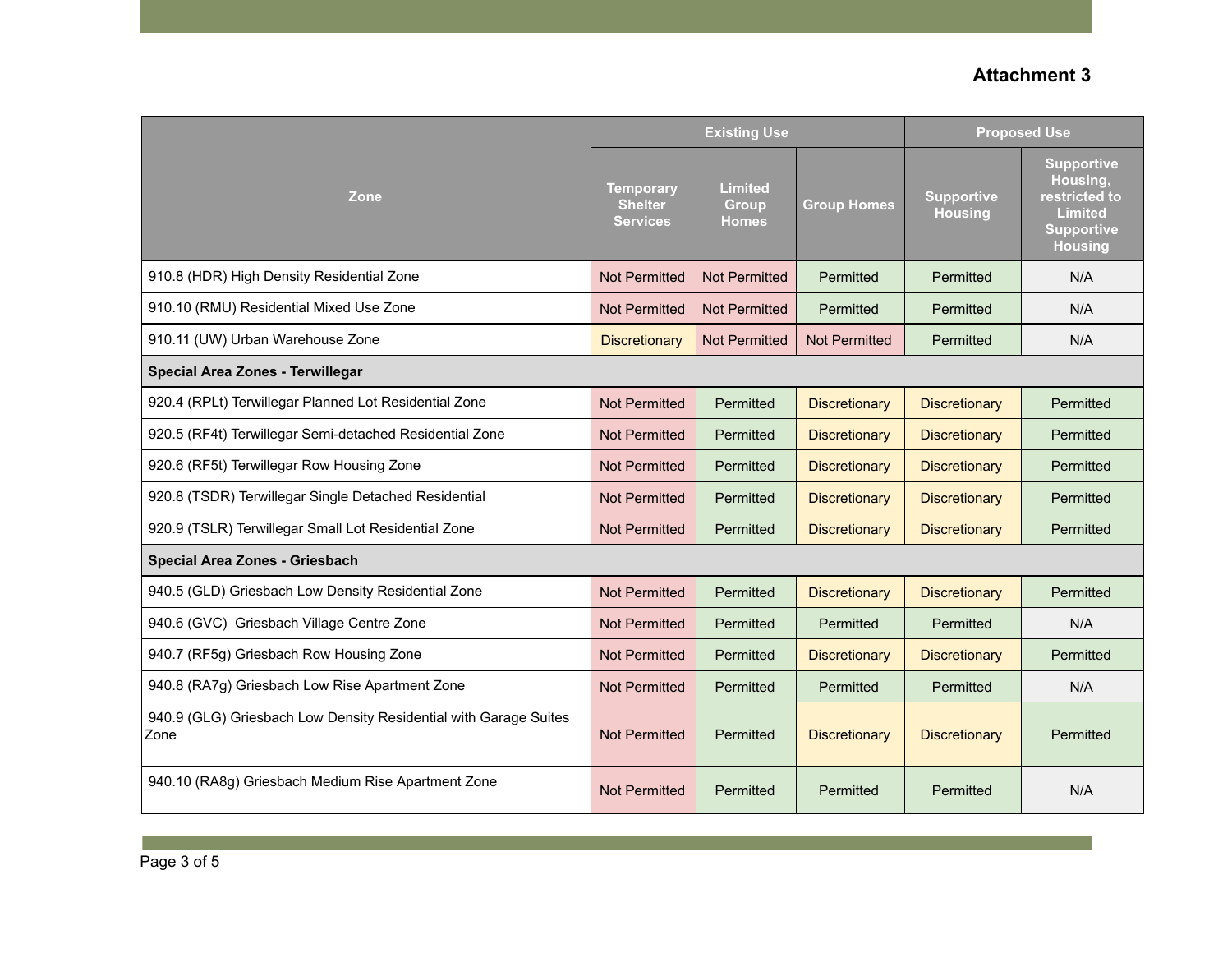**Attachment 3**

| Zone | Existing Use | | | Proposed Use | |
|---|---|---|---|---|---|
| | Temporary Shelter Services | Limited Group Homes | Group Homes | Supportive Housing | Supportive Housing, restricted to Limited Supportive Housing |
| 910.8 (HDR) High Density Residential Zone | Not Permitted | Not Permitted | Permitted | Permitted | N/A |
| 910.10 (RMU) Residential Mixed Use Zone | Not Permitted | Not Permitted | Permitted | Permitted | N/A |
| 910.11 (UW) Urban Warehouse Zone | Discretionary | Not Permitted | Not Permitted | Permitted | N/A |
| **Special Area Zones - Terwillegar** | | | | | |
| 920.4 (RPLt) Terwillegar Planned Lot Residential Zone | Not Permitted | Permitted | Discretionary | Discretionary | Permitted |
| 920.5 (RF4t) Terwillegar Semi-detached Residential Zone | Not Permitted | Permitted | Discretionary | Discretionary | Permitted |
| 920.6 (RF5t) Terwillegar Row Housing Zone | Not Permitted | Permitted | Discretionary | Discretionary | Permitted |
| 920.8 (TSDR) Terwillegar Single Detached Residential | Not Permitted | Permitted | Discretionary | Discretionary | Permitted |
| 920.9 (TSLR) Terwillegar Small Lot Residential Zone | Not Permitted | Permitted | Discretionary | Discretionary | Permitted |
| **Special Area Zones - Griesbach** | | | | | |
| 940.5 (GLD) Griesbach Low Density Residential Zone | Not Permitted | Permitted | Discretionary | Discretionary | Permitted |
| 940.6 (GVC) Griesbach Village Centre Zone | Not Permitted | Permitted | Permitted | Permitted | N/A |
| 940.7 (RF5g) Griesbach Row Housing Zone | Not Permitted | Permitted | Discretionary | Discretionary | Permitted |
| 940.8 (RA7g) Griesbach Low Rise Apartment Zone | Not Permitted | Permitted | Permitted | Permitted | N/A |
| 940.9 (GLG) Griesbach Low Density Residential with Garage Suites Zone | Not Permitted | Permitted | Discretionary | Discretionary | Permitted |
| 940.10 (RA8g) Griesbach Medium Rise Apartment Zone | Not Permitted | Permitted | Permitted | Permitted | N/A |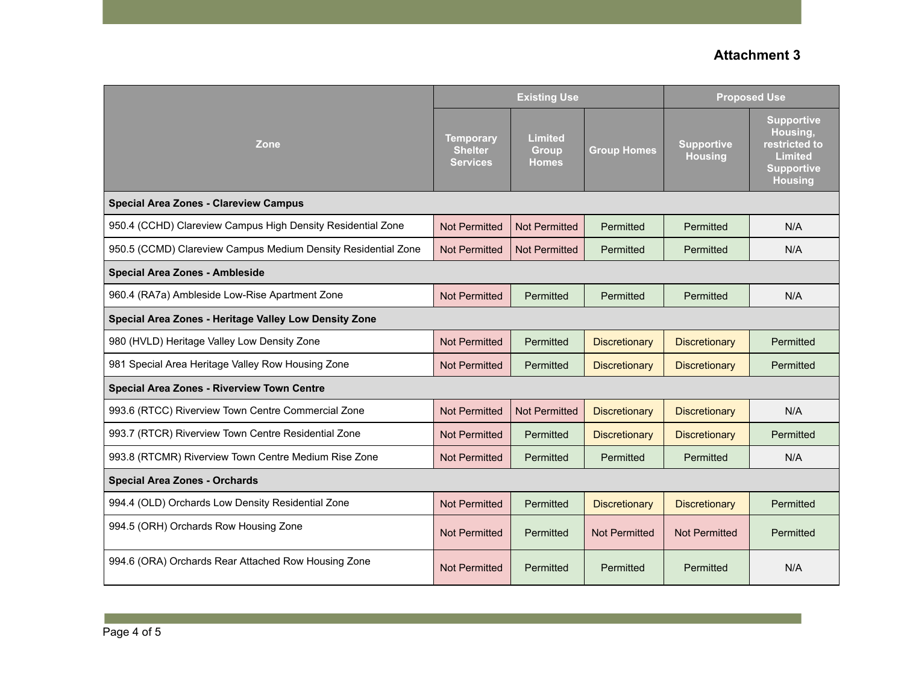**Attachment 3**

| Zone | Existing Use | | | Proposed Use | |
|---|---|---|---|---|---|
| | Temporary Shelter Services | Limited Group Homes | Group Homes | Supportive Housing | Supportive Housing, restricted to Limited Supportive Housing |
| **Special Area Zones - Clareview Campus** | | | | | |
| 950.4 (CCHD) Clareview Campus High Density Residential Zone | Not Permitted | Not Permitted | Permitted | Permitted | N/A |
| 950.5 (CCMD) Clareview Campus Medium Density Residential Zone | Not Permitted | Not Permitted | Permitted | Permitted | N/A |
| **Special Area Zones - Ambleside** | | | | | |
| 960.4 (RA7a) Ambleside Low-Rise Apartment Zone | Not Permitted | Permitted | Permitted | Permitted | N/A |
| **Special Area Zones - Heritage Valley Low Density Zone** | | | | | |
| 980 (HVLD) Heritage Valley Low Density Zone | Not Permitted | Permitted | Discretionary | Discretionary | Permitted |
| 981 Special Area Heritage Valley Row Housing Zone | Not Permitted | Permitted | Discretionary | Discretionary | Permitted |
| **Special Area Zones - Riverview Town Centre** | | | | | |
| 993.6 (RTCC) Riverview Town Centre Commercial Zone | Not Permitted | Not Permitted | Discretionary | Discretionary | N/A |
| 993.7 (RTCR) Riverview Town Centre Residential Zone | Not Permitted | Permitted | Discretionary | Discretionary | Permitted |
| 993.8 (RTCMR) Riverview Town Centre Medium Rise Zone | Not Permitted | Permitted | Permitted | Permitted | N/A |
| **Special Area Zones - Orchards** | | | | | |
| 994.4 (OLD) Orchards Low Density Residential Zone | Not Permitted | Permitted | Discretionary | Discretionary | Permitted |
| 994.5 (ORH) Orchards Row Housing Zone | Not Permitted | Permitted | Not Permitted | Not Permitted | Permitted |
| 994.6 (ORA) Orchards Rear Attached Row Housing Zone | Not Permitted | Permitted | Permitted | Permitted | N/A |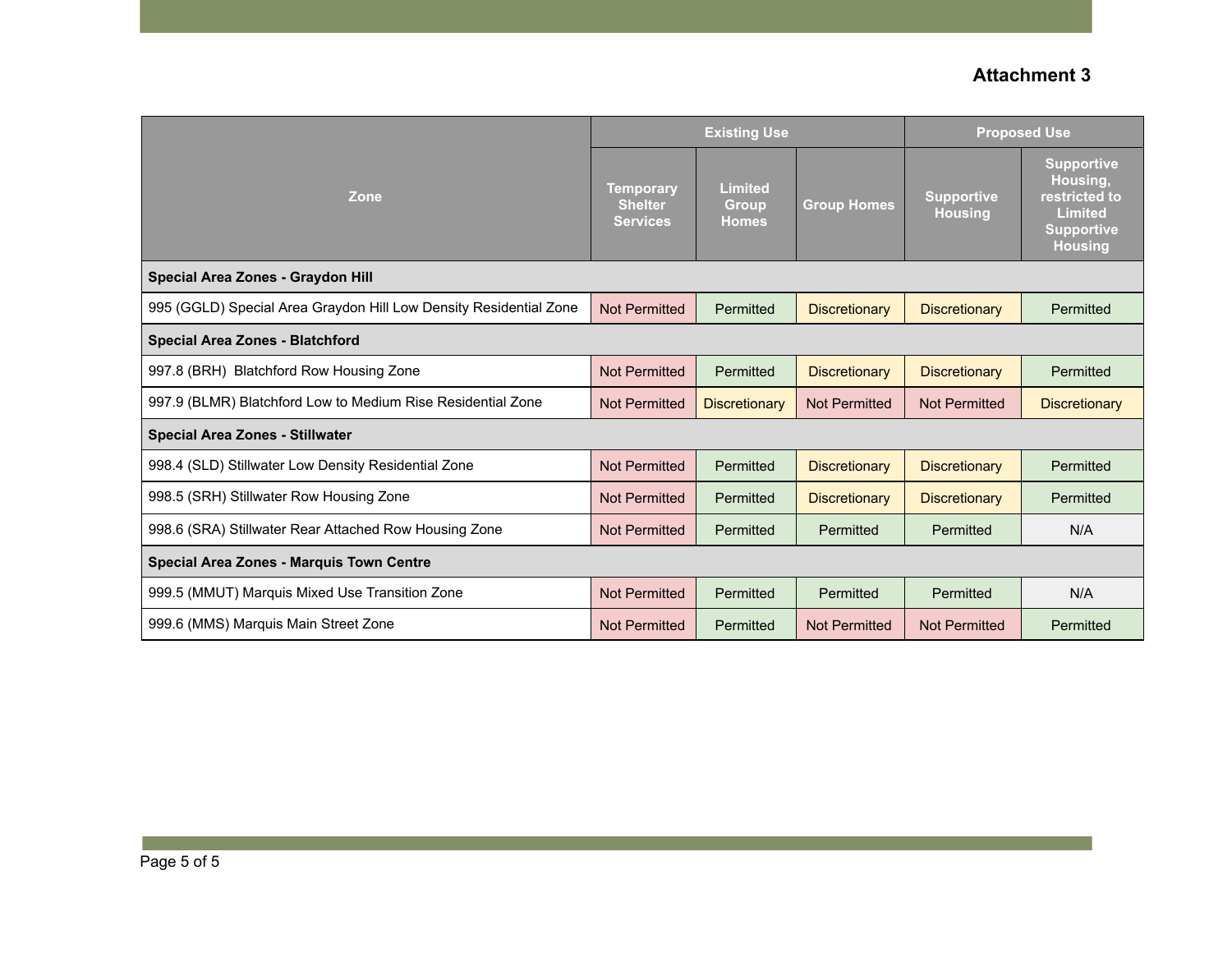**Attachment 3**

| Zone | Existing Use | | | Proposed Use | |
|---|---|---|---|---|---|
| | Temporary Shelter Services | Limited Group Homes | Group Homes | Supportive Housing | Supportive Housing, restricted to Limited Supportive Housing |
| **Special Area Zones - Graydon Hill** | | | | | |
| 995 (GGLD) Special Area Graydon Hill Low Density Residential Zone | Not Permitted | Permitted | Discretionary | Discretionary | Permitted |
| **Special Area Zones - Blatchford** | | | | | |
| 997.8 (BRH) Blatchford Row Housing Zone | Not Permitted | Permitted | Discretionary | Discretionary | Permitted |
| 997.9 (BLMR) Blatchford Low to Medium Rise Residential Zone | Not Permitted | Discretionary | Not Permitted | Not Permitted | Discretionary |
| **Special Area Zones - Stillwater** | | | | | |
| 998.4 (SLD) Stillwater Low Density Residential Zone | Not Permitted | Permitted | Discretionary | Discretionary | Permitted |
| 998.5 (SRH) Stillwater Row Housing Zone | Not Permitted | Permitted | Discretionary | Discretionary | Permitted |
| 998.6 (SRA) Stillwater Rear Attached Row Housing Zone | Not Permitted | Permitted | Permitted | Permitted | N/A |
| **Special Area Zones - Marquis Town Centre** | | | | | |
| 999.5 (MMUT) Marquis Mixed Use Transition Zone | Not Permitted | Permitted | Permitted | Permitted | N/A |
| 999.6 (MMS) Marquis Main Street Zone | Not Permitted | Permitted | Not Permitted | Not Permitted | Permitted |